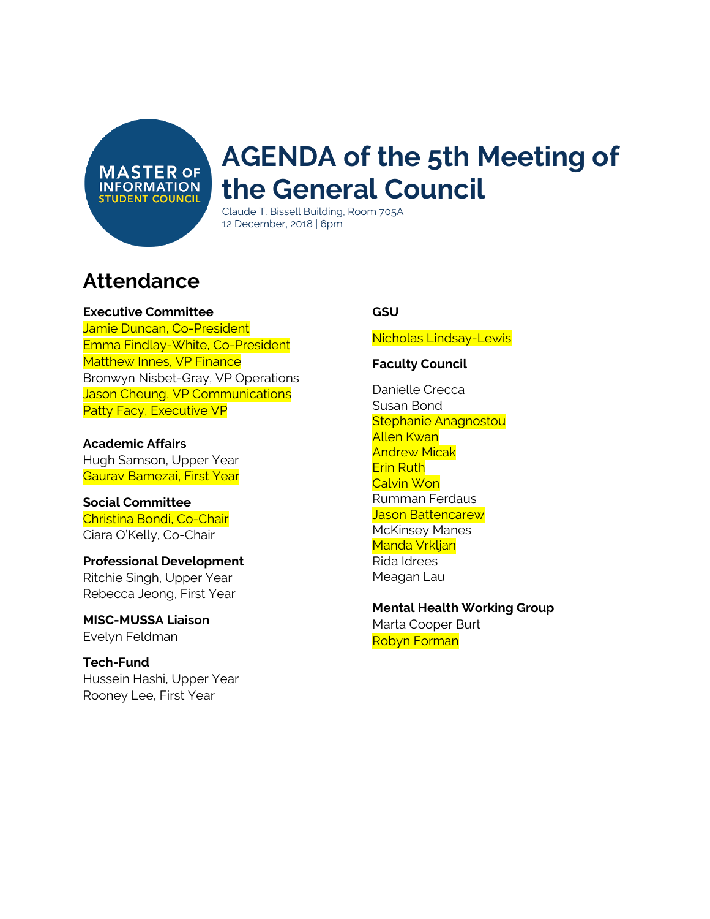MASTER OF INFORMATION STUDENT COUNCIL

# AGENDA of the 5th Meeting of the General Council

Claude T. Bissell Building, Room 705A
12 December, 2018 | 6pm

## Attendance

**Executive Committee**
Jamie Duncan, Co-President
Emma Findlay-White, Co-President
Matthew Innes, VP Finance
Bronwyn Nisbet-Gray, VP Operations
Jason Cheung, VP Communications
Patty Facy, Executive VP

**Academic Affairs**
Hugh Samson, Upper Year
Gaurav Bamezai, First Year

**Social Committee**
Christina Bondi, Co-Chair
Ciara O'Kelly, Co-Chair

**Professional Development**
Ritchie Singh, Upper Year
Rebecca Jeong, First Year

**MISC-MUSSA Liaison**
Evelyn Feldman

**Tech-Fund**
Hussein Hashi, Upper Year
Rooney Lee, First Year

**GSU**

Nicholas Lindsay-Lewis

**Faculty Council**

Danielle Crecca
Susan Bond
Stephanie Anagnostou
Allen Kwan
Andrew Micak
Erin Ruth
Calvin Won
Rumman Ferdaus
Jason Battencarew
McKinsey Manes
Manda Vrkljan
Rida Idrees
Meagan Lau

**Mental Health Working Group**
Marta Cooper Burt
Robyn Forman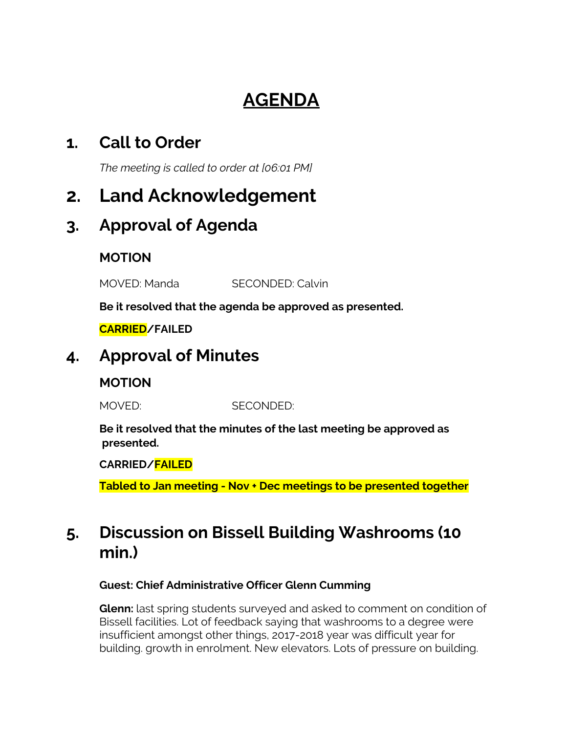# AGENDA

## 1. Call to Order

*The meeting is called to order at [06:01 PM]*

## 2. Land Acknowledgement

## 3. Approval of Agenda

**MOTION**

MOVED: Manda SECONDED: Calvin

**Be it resolved that the agenda be approved as presented.**

**CARRIED/FAILED**

## 4. Approval of Minutes

**MOTION**

MOVED: SECONDED:

**Be it resolved that the minutes of the last meeting be approved as presented.**

**CARRIED/FAILED**

**Tabled to Jan meeting - Nov + Dec meetings to be presented together**

## 5. Discussion on Bissell Building Washrooms (10 min.)

**Guest: Chief Administrative Officer Glenn Cumming**

**Glenn:** last spring students surveyed and asked to comment on condition of Bissell facilities. Lot of feedback saying that washrooms to a degree were insufficient amongst other things, 2017-2018 year was difficult year for building. growth in enrolment. New elevators. Lots of pressure on building.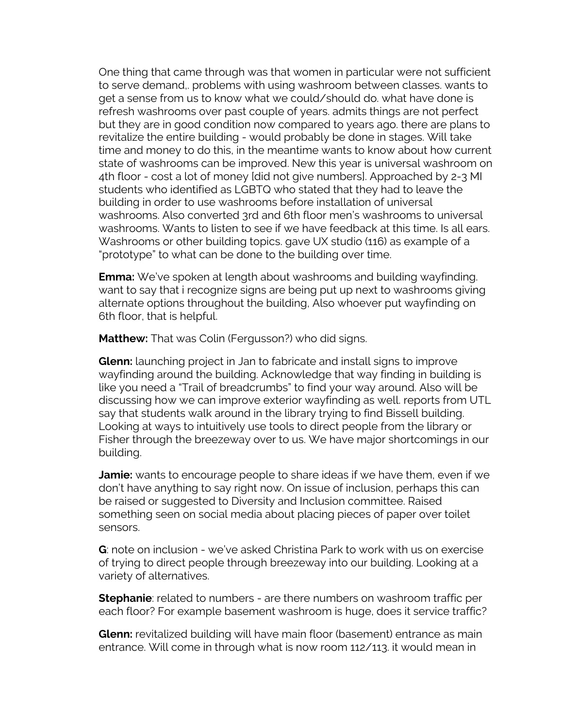One thing that came through was that women in particular were not sufficient to serve demand,. problems with using washroom between classes. wants to get a sense from us to know what we could/should do. what have done is refresh washrooms over past couple of years. admits things are not perfect but they are in good condition now compared to years ago. there are plans to revitalize the entire building - would probably be done in stages. Will take time and money to do this, in the meantime wants to know about how current state of washrooms can be improved. New this year is universal washroom on 4th floor - cost a lot of money [did not give numbers]. Approached by 2-3 MI students who identified as LGBTQ who stated that they had to leave the building in order to use washrooms before installation of universal washrooms. Also converted 3rd and 6th floor men's washrooms to universal washrooms. Wants to listen to see if we have feedback at this time. Is all ears. Washrooms or other building topics. gave UX studio (116) as example of a "prototype" to what can be done to the building over time.

**Emma:** We've spoken at length about washrooms and building wayfinding. want to say that i recognize signs are being put up next to washrooms giving alternate options throughout the building, Also whoever put wayfinding on 6th floor, that is helpful.

**Matthew:** That was Colin (Fergusson?) who did signs.

**Glenn:** launching project in Jan to fabricate and install signs to improve wayfinding around the building. Acknowledge that way finding in building is like you need a "Trail of breadcrumbs" to find your way around. Also will be discussing how we can improve exterior wayfinding as well. reports from UTL say that students walk around in the library trying to find Bissell building. Looking at ways to intuitively use tools to direct people from the library or Fisher through the breezeway over to us. We have major shortcomings in our building.

**Jamie:** wants to encourage people to share ideas if we have them, even if we don't have anything to say right now. On issue of inclusion, perhaps this can be raised or suggested to Diversity and Inclusion committee. Raised something seen on social media about placing pieces of paper over toilet sensors.

**G**: note on inclusion - we've asked Christina Park to work with us on exercise of trying to direct people through breezeway into our building. Looking at a variety of alternatives.

**Stephanie**: related to numbers - are there numbers on washroom traffic per each floor? For example basement washroom is huge, does it service traffic?

**Glenn:** revitalized building will have main floor (basement) entrance as main entrance. Will come in through what is now room 112/113. it would mean in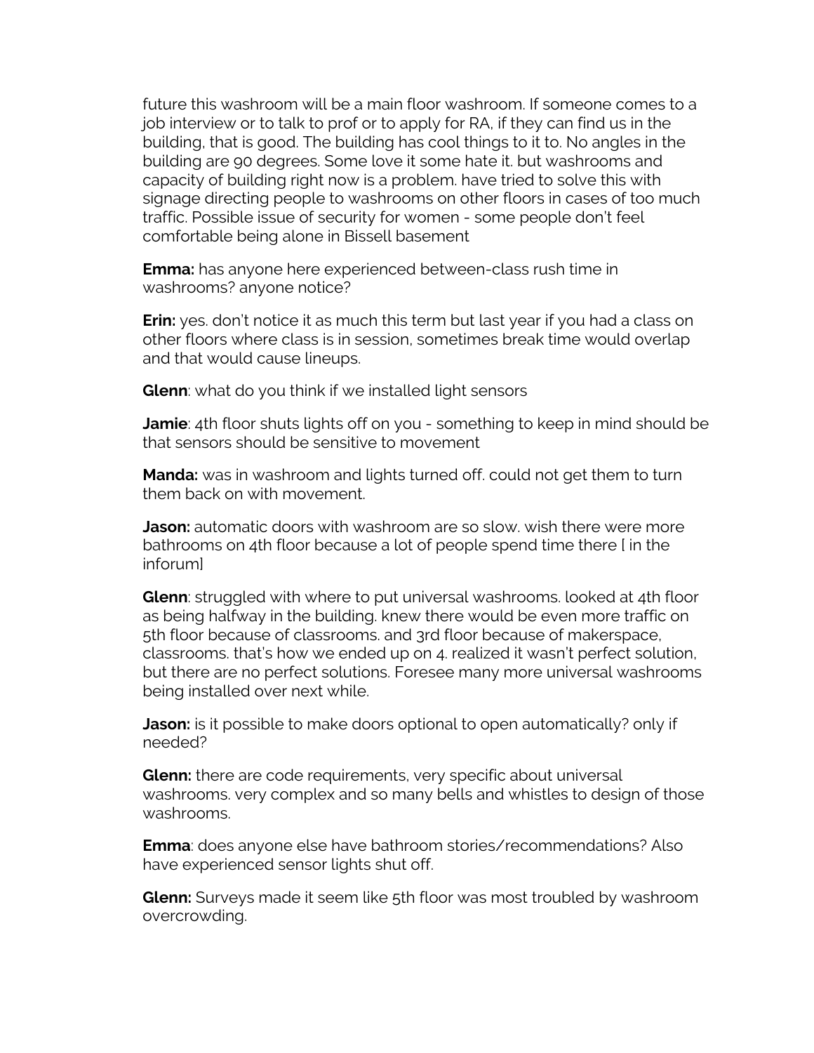future this washroom will be a main floor washroom. If someone comes to a job interview or to talk to prof or to apply for RA, if they can find us in the building, that is good. The building has cool things to it to. No angles in the building are 90 degrees. Some love it some hate it. but washrooms and capacity of building right now is a problem. have tried to solve this with signage directing people to washrooms on other floors in cases of too much traffic. Possible issue of security for women - some people don't feel comfortable being alone in Bissell basement

**Emma:** has anyone here experienced between-class rush time in washrooms? anyone notice?

**Erin:** yes. don't notice it as much this term but last year if you had a class on other floors where class is in session, sometimes break time would overlap and that would cause lineups.

**Glenn**: what do you think if we installed light sensors

**Jamie**: 4th floor shuts lights off on you - something to keep in mind should be that sensors should be sensitive to movement

**Manda:** was in washroom and lights turned off. could not get them to turn them back on with movement.

**Jason:** automatic doors with washroom are so slow. wish there were more bathrooms on 4th floor because a lot of people spend time there [ in the inforum]

**Glenn**: struggled with where to put universal washrooms. looked at 4th floor as being halfway in the building. knew there would be even more traffic on 5th floor because of classrooms. and 3rd floor because of makerspace, classrooms. that's how we ended up on 4. realized it wasn't perfect solution, but there are no perfect solutions. Foresee many more universal washrooms being installed over next while.

**Jason:** is it possible to make doors optional to open automatically? only if needed?

**Glenn:** there are code requirements, very specific about universal washrooms. very complex and so many bells and whistles to design of those washrooms.

**Emma**: does anyone else have bathroom stories/recommendations? Also have experienced sensor lights shut off.

**Glenn:** Surveys made it seem like 5th floor was most troubled by washroom overcrowding.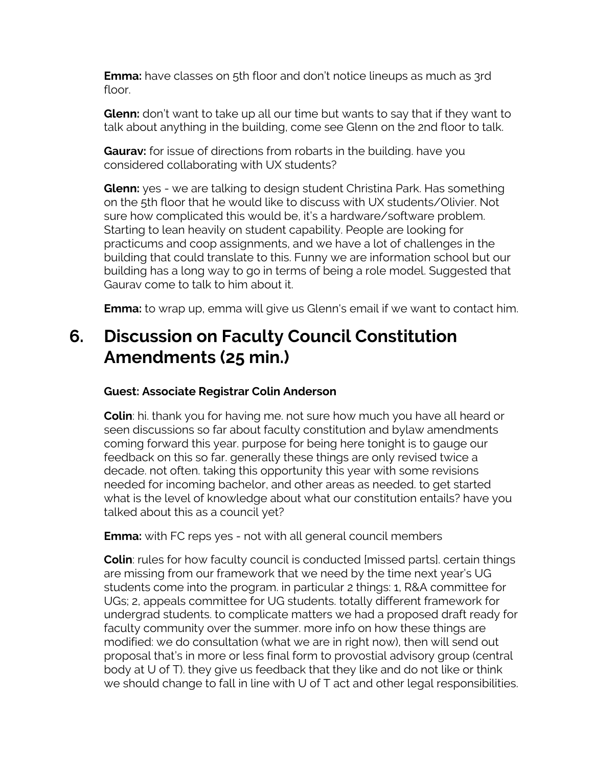**Emma:** have classes on 5th floor and don't notice lineups as much as 3rd floor.

**Glenn:** don't want to take up all our time but wants to say that if they want to talk about anything in the building, come see Glenn on the 2nd floor to talk.

**Gaurav:** for issue of directions from robarts in the building. have you considered collaborating with UX students?

**Glenn:** yes - we are talking to design student Christina Park. Has something on the 5th floor that he would like to discuss with UX students/Olivier. Not sure how complicated this would be, it's a hardware/software problem. Starting to lean heavily on student capability. People are looking for practicums and coop assignments, and we have a lot of challenges in the building that could translate to this. Funny we are information school but our building has a long way to go in terms of being a role model. Suggested that Gaurav come to talk to him about it.

**Emma:** to wrap up, emma will give us Glenn's email if we want to contact him.

# 6. Discussion on Faculty Council Constitution Amendments (25 min.)

**Guest: Associate Registrar Colin Anderson**

**Colin**: hi. thank you for having me. not sure how much you have all heard or seen discussions so far about faculty constitution and bylaw amendments coming forward this year. purpose for being here tonight is to gauge our feedback on this so far. generally these things are only revised twice a decade. not often. taking this opportunity this year with some revisions needed for incoming bachelor, and other areas as needed. to get started what is the level of knowledge about what our constitution entails? have you talked about this as a council yet?

**Emma:** with FC reps yes - not with all general council members

**Colin**: rules for how faculty council is conducted [missed parts]. certain things are missing from our framework that we need by the time next year's UG students come into the program. in particular 2 things: 1, R&A committee for UGs; 2, appeals committee for UG students. totally different framework for undergrad students. to complicate matters we had a proposed draft ready for faculty community over the summer. more info on how these things are modified: we do consultation (what we are in right now), then will send out proposal that's in more or less final form to provostial advisory group (central body at U of T). they give us feedback that they like and do not like or think we should change to fall in line with U of T act and other legal responsibilities.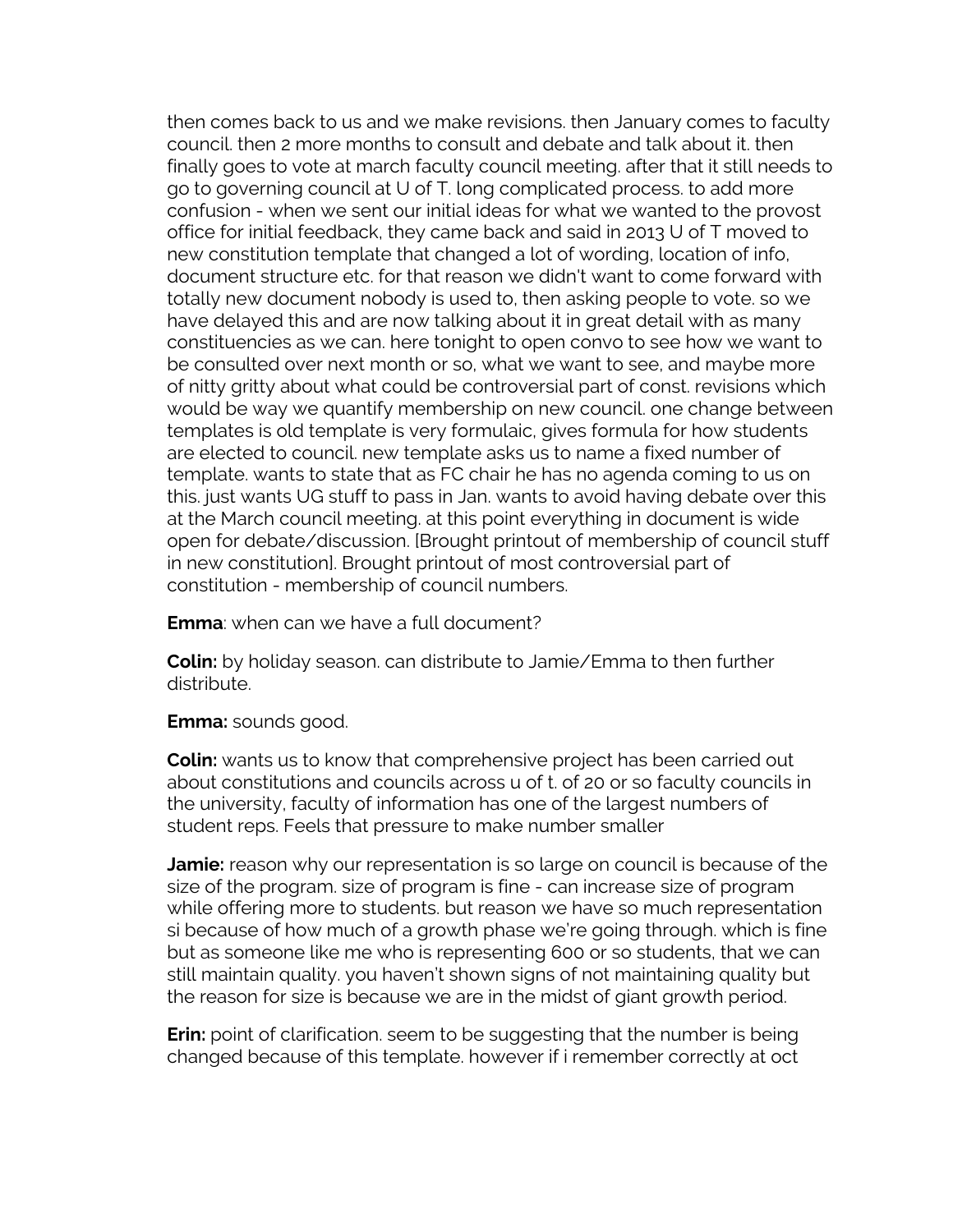then comes back to us and we make revisions. then January comes to faculty council. then 2 more months to consult and debate and talk about it. then finally goes to vote at march faculty council meeting. after that it still needs to go to governing council at U of T. long complicated process. to add more confusion - when we sent our initial ideas for what we wanted to the provost office for initial feedback, they came back and said in 2013 U of T moved to new constitution template that changed a lot of wording, location of info, document structure etc. for that reason we didn't want to come forward with totally new document nobody is used to, then asking people to vote. so we have delayed this and are now talking about it in great detail with as many constituencies as we can. here tonight to open convo to see how we want to be consulted over next month or so, what we want to see, and maybe more of nitty gritty about what could be controversial part of const. revisions which would be way we quantify membership on new council. one change between templates is old template is very formulaic, gives formula for how students are elected to council. new template asks us to name a fixed number of template. wants to state that as FC chair he has no agenda coming to us on this. just wants UG stuff to pass in Jan. wants to avoid having debate over this at the March council meeting. at this point everything in document is wide open for debate/discussion. [Brought printout of membership of council stuff in new constitution]. Brought printout of most controversial part of constitution - membership of council numbers.

**Emma**: when can we have a full document?

**Colin:** by holiday season. can distribute to Jamie/Emma to then further distribute.

**Emma:** sounds good.

**Colin:** wants us to know that comprehensive project has been carried out about constitutions and councils across u of t. of 20 or so faculty councils in the university, faculty of information has one of the largest numbers of student reps. Feels that pressure to make number smaller

**Jamie:** reason why our representation is so large on council is because of the size of the program. size of program is fine - can increase size of program while offering more to students. but reason we have so much representation si because of how much of a growth phase we're going through. which is fine but as someone like me who is representing 600 or so students, that we can still maintain quality. you haven't shown signs of not maintaining quality but the reason for size is because we are in the midst of giant growth period.

**Erin:** point of clarification. seem to be suggesting that the number is being changed because of this template. however if i remember correctly at oct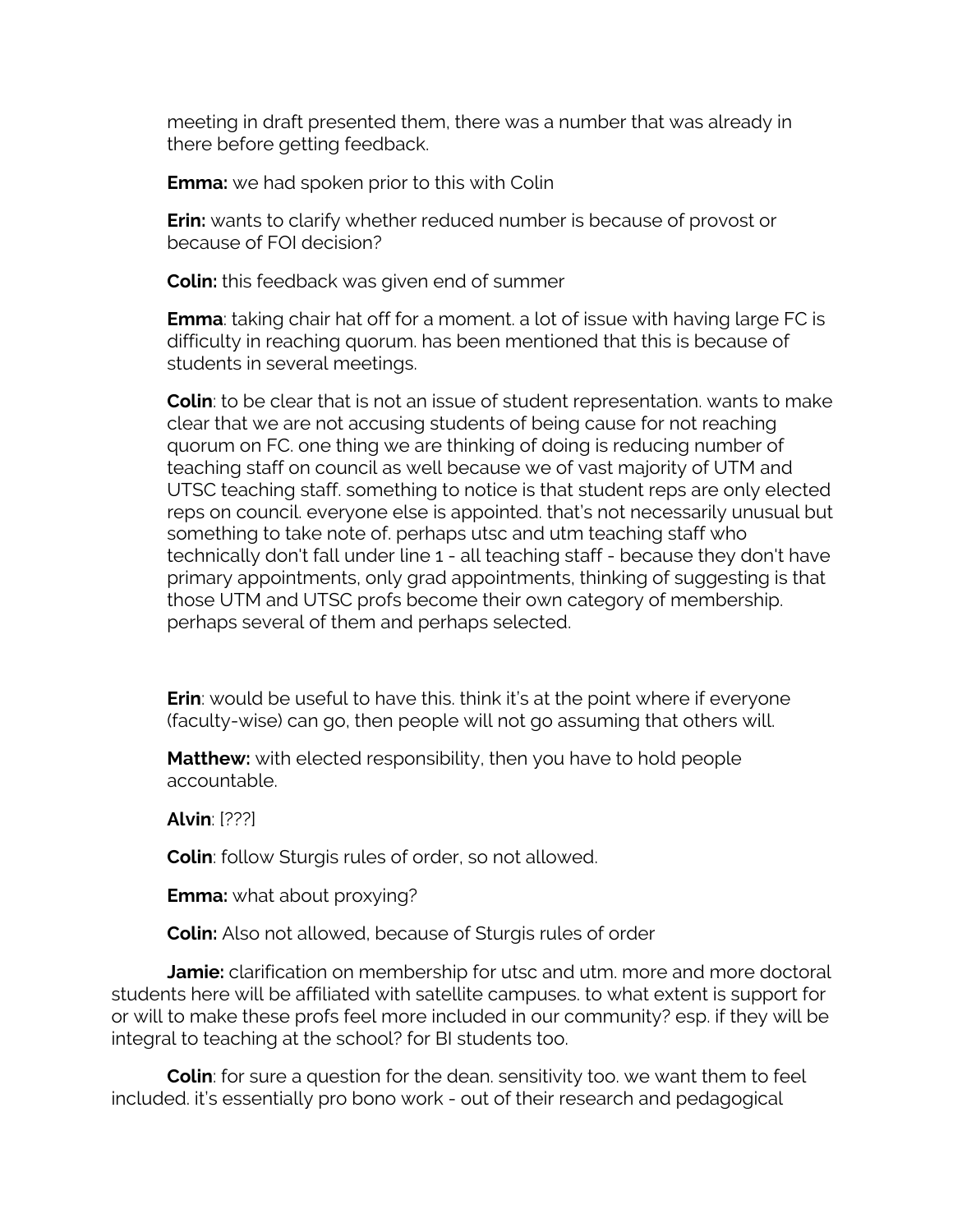meeting in draft presented them, there was a number that was already in there before getting feedback.

**Emma:** we had spoken prior to this with Colin

**Erin:** wants to clarify whether reduced number is because of provost or because of FOI decision?

**Colin:** this feedback was given end of summer

**Emma**: taking chair hat off for a moment. a lot of issue with having large FC is difficulty in reaching quorum. has been mentioned that this is because of students in several meetings.

**Colin**: to be clear that is not an issue of student representation. wants to make clear that we are not accusing students of being cause for not reaching quorum on FC. one thing we are thinking of doing is reducing number of teaching staff on council as well because we of vast majority of UTM and UTSC teaching staff. something to notice is that student reps are only elected reps on council. everyone else is appointed. that's not necessarily unusual but something to take note of. perhaps utsc and utm teaching staff who technically don't fall under line 1 - all teaching staff - because they don't have primary appointments, only grad appointments, thinking of suggesting is that those UTM and UTSC profs become their own category of membership. perhaps several of them and perhaps selected.

**Erin**: would be useful to have this. think it's at the point where if everyone (faculty-wise) can go, then people will not go assuming that others will.

**Matthew:** with elected responsibility, then you have to hold people accountable.

**Alvin**: [???]

**Colin**: follow Sturgis rules of order, so not allowed.

**Emma:** what about proxying?

**Colin:** Also not allowed, because of Sturgis rules of order

**Jamie:** clarification on membership for utsc and utm. more and more doctoral students here will be affiliated with satellite campuses. to what extent is support for or will to make these profs feel more included in our community? esp. if they will be integral to teaching at the school? for BI students too.

**Colin**: for sure a question for the dean. sensitivity too. we want them to feel included. it's essentially pro bono work - out of their research and pedagogical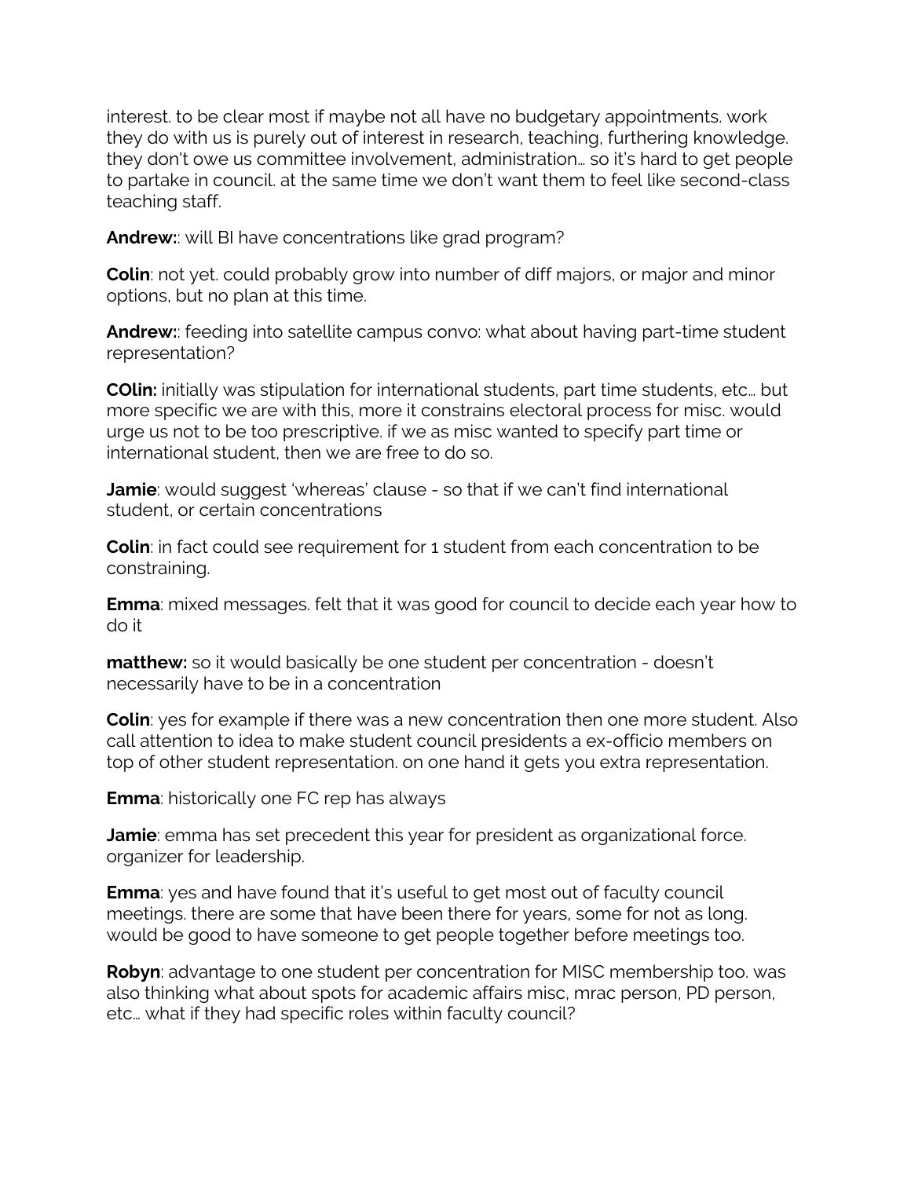interest. to be clear most if maybe not all have no budgetary appointments. work they do with us is purely out of interest in research, teaching, furthering knowledge. they don't owe us committee involvement, administration… so it's hard to get people to partake in council. at the same time we don't want them to feel like second-class teaching staff.

**Andrew:**: will BI have concentrations like grad program?

**Colin**: not yet. could probably grow into number of diff majors, or major and minor options, but no plan at this time.

**Andrew:**: feeding into satellite campus convo: what about having part-time student representation?

**COlin:** initially was stipulation for international students, part time students, etc… but more specific we are with this, more it constrains electoral process for misc. would urge us not to be too prescriptive. if we as misc wanted to specify part time or international student, then we are free to do so.

**Jamie**: would suggest 'whereas' clause - so that if we can't find international student, or certain concentrations

**Colin**: in fact could see requirement for 1 student from each concentration to be constraining.

**Emma**: mixed messages. felt that it was good for council to decide each year how to do it

**matthew:** so it would basically be one student per concentration - doesn't necessarily have to be in a concentration

**Colin**: yes for example if there was a new concentration then one more student. Also call attention to idea to make student council presidents a ex-officio members on top of other student representation. on one hand it gets you extra representation.

**Emma**: historically one FC rep has always

**Jamie**: emma has set precedent this year for president as organizational force. organizer for leadership.

**Emma**: yes and have found that it's useful to get most out of faculty council meetings. there are some that have been there for years, some for not as long. would be good to have someone to get people together before meetings too.

**Robyn**: advantage to one student per concentration for MISC membership too. was also thinking what about spots for academic affairs misc, mrac person, PD person, etc… what if they had specific roles within faculty council?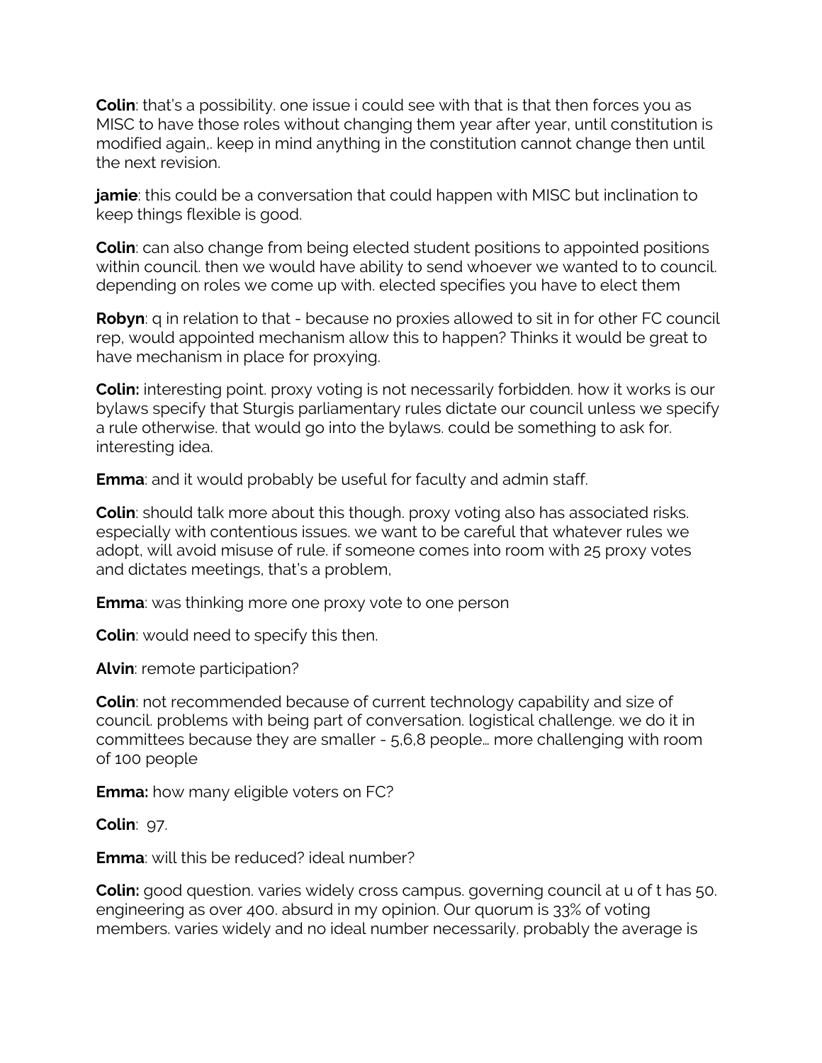**Colin**: that's a possibility. one issue i could see with that is that then forces you as MISC to have those roles without changing them year after year, until constitution is modified again,. keep in mind anything in the constitution cannot change then until the next revision.

**jamie**: this could be a conversation that could happen with MISC but inclination to keep things flexible is good.

**Colin**: can also change from being elected student positions to appointed positions within council. then we would have ability to send whoever we wanted to to council. depending on roles we come up with. elected specifies you have to elect them

**Robyn**: q in relation to that - because no proxies allowed to sit in for other FC council rep, would appointed mechanism allow this to happen? Thinks it would be great to have mechanism in place for proxying.

**Colin:** interesting point. proxy voting is not necessarily forbidden. how it works is our bylaws specify that Sturgis parliamentary rules dictate our council unless we specify a rule otherwise. that would go into the bylaws. could be something to ask for. interesting idea.

**Emma**: and it would probably be useful for faculty and admin staff.

**Colin**: should talk more about this though. proxy voting also has associated risks. especially with contentious issues. we want to be careful that whatever rules we adopt, will avoid misuse of rule. if someone comes into room with 25 proxy votes and dictates meetings, that's a problem,

**Emma**: was thinking more one proxy vote to one person

**Colin**: would need to specify this then.

**Alvin**: remote participation?

**Colin**: not recommended because of current technology capability and size of council. problems with being part of conversation. logistical challenge. we do it in committees because they are smaller - 5,6,8 people... more challenging with room of 100 people

**Emma:** how many eligible voters on FC?

**Colin**: 97.

**Emma**: will this be reduced? ideal number?

**Colin:** good question. varies widely cross campus. governing council at u of t has 50. engineering as over 400. absurd in my opinion. Our quorum is 33% of voting members. varies widely and no ideal number necessarily. probably the average is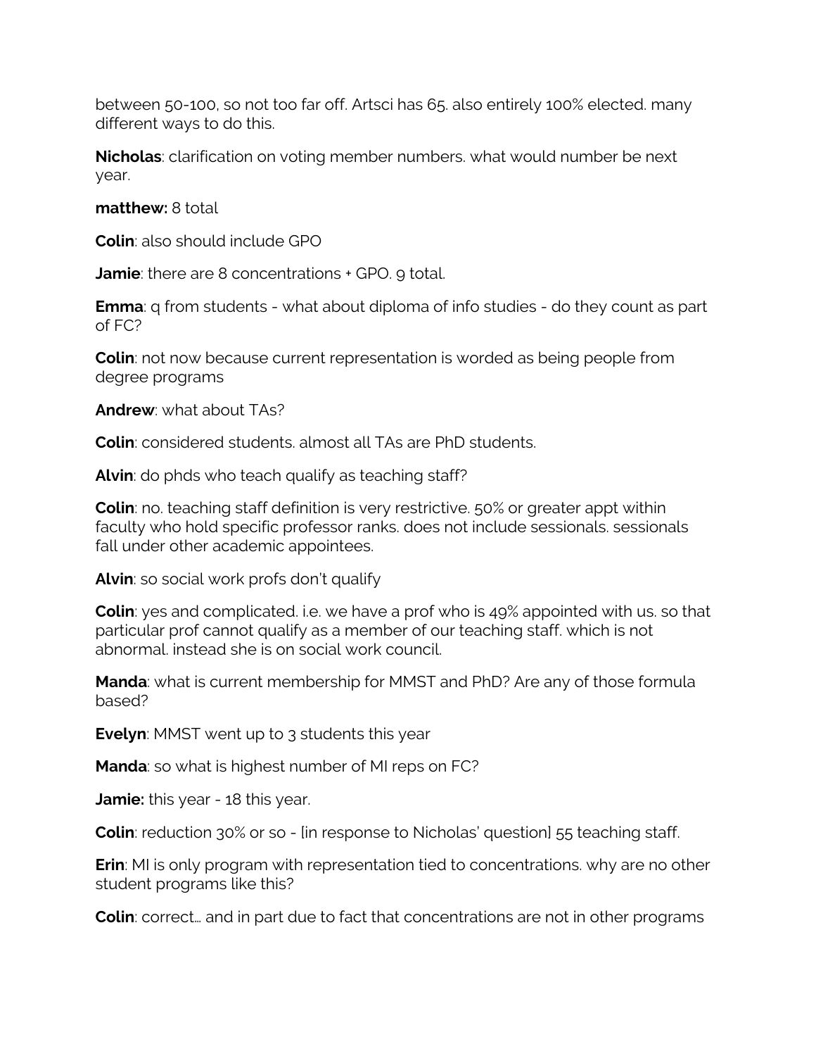between 50-100, so not too far off. Artsci has 65. also entirely 100% elected. many different ways to do this.

**Nicholas**: clarification on voting member numbers. what would number be next year.

**matthew:** 8 total

**Colin**: also should include GPO

**Jamie**: there are 8 concentrations + GPO. 9 total.

**Emma**: q from students - what about diploma of info studies - do they count as part of FC?

**Colin**: not now because current representation is worded as being people from degree programs

**Andrew**: what about TAs?

**Colin**: considered students. almost all TAs are PhD students.

**Alvin**: do phds who teach qualify as teaching staff?

**Colin**: no. teaching staff definition is very restrictive. 50% or greater appt within faculty who hold specific professor ranks. does not include sessionals. sessionals fall under other academic appointees.

**Alvin**: so social work profs don't qualify

**Colin**: yes and complicated. i.e. we have a prof who is 49% appointed with us. so that particular prof cannot qualify as a member of our teaching staff. which is not abnormal. instead she is on social work council.

**Manda**: what is current membership for MMST and PhD? Are any of those formula based?

**Evelyn**: MMST went up to 3 students this year

**Manda**: so what is highest number of MI reps on FC?

**Jamie:** this year - 18 this year.

**Colin**: reduction 30% or so - [in response to Nicholas' question] 55 teaching staff.

**Erin**: MI is only program with representation tied to concentrations. why are no other student programs like this?

**Colin**: correct… and in part due to fact that concentrations are not in other programs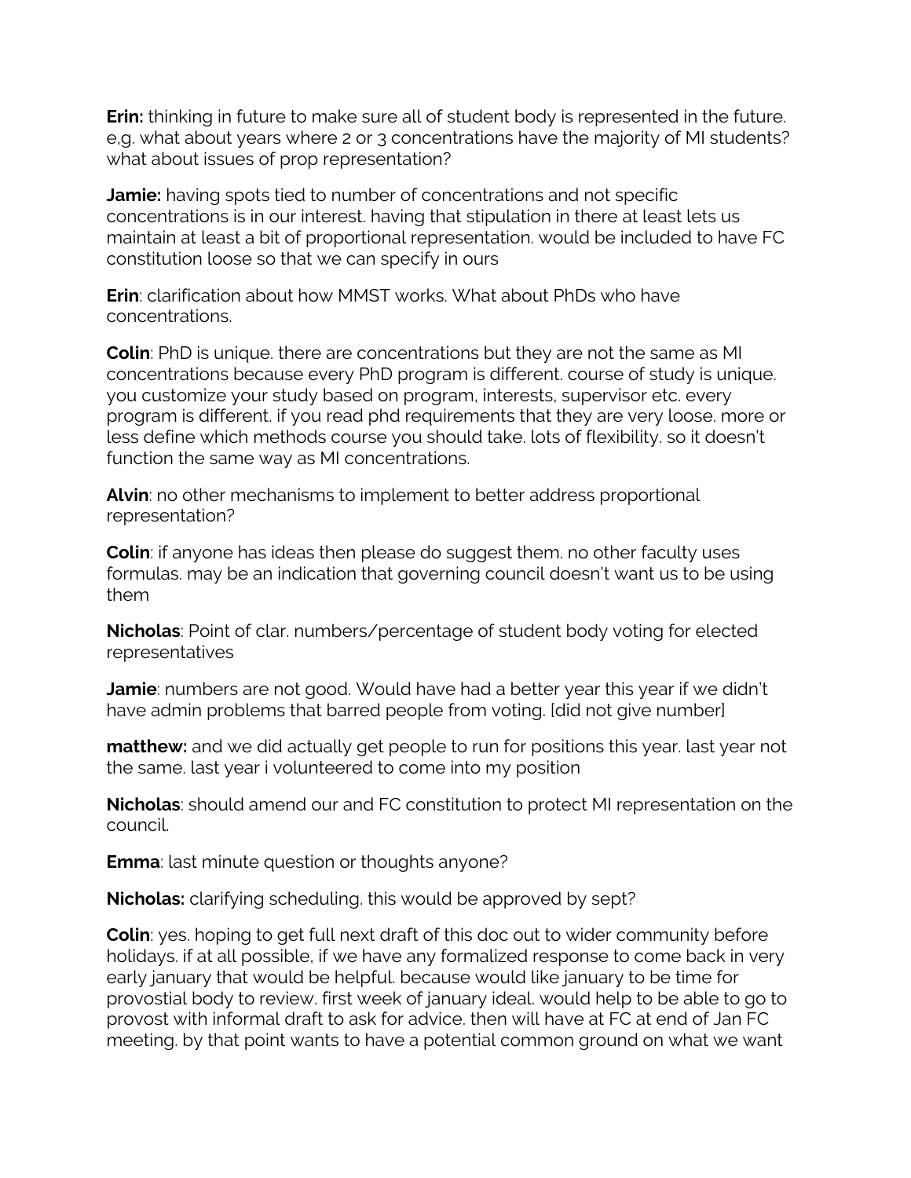**Erin:** thinking in future to make sure all of student body is represented in the future. e,g. what about years where 2 or 3 concentrations have the majority of MI students? what about issues of prop representation?

**Jamie:** having spots tied to number of concentrations and not specific concentrations is in our interest. having that stipulation in there at least lets us maintain at least a bit of proportional representation. would be included to have FC constitution loose so that we can specify in ours

**Erin**: clarification about how MMST works. What about PhDs who have concentrations.

**Colin**: PhD is unique. there are concentrations but they are not the same as MI concentrations because every PhD program is different. course of study is unique. you customize your study based on program, interests, supervisor etc. every program is different. if you read phd requirements that they are very loose. more or less define which methods course you should take. lots of flexibility. so it doesn't function the same way as MI concentrations.

**Alvin**: no other mechanisms to implement to better address proportional representation?

**Colin**: if anyone has ideas then please do suggest them. no other faculty uses formulas. may be an indication that governing council doesn't want us to be using them

**Nicholas**: Point of clar. numbers/percentage of student body voting for elected representatives

**Jamie**: numbers are not good. Would have had a better year this year if we didn't have admin problems that barred people from voting. [did not give number]

**matthew:** and we did actually get people to run for positions this year. last year not the same. last year i volunteered to come into my position

**Nicholas**: should amend our and FC constitution to protect MI representation on the council.

**Emma**: last minute question or thoughts anyone?

**Nicholas:** clarifying scheduling. this would be approved by sept?

**Colin**: yes. hoping to get full next draft of this doc out to wider community before holidays. if at all possible, if we have any formalized response to come back in very early january that would be helpful. because would like january to be time for provostial body to review. first week of january ideal. would help to be able to go to provost with informal draft to ask for advice. then will have at FC at end of Jan FC meeting. by that point wants to have a potential common ground on what we want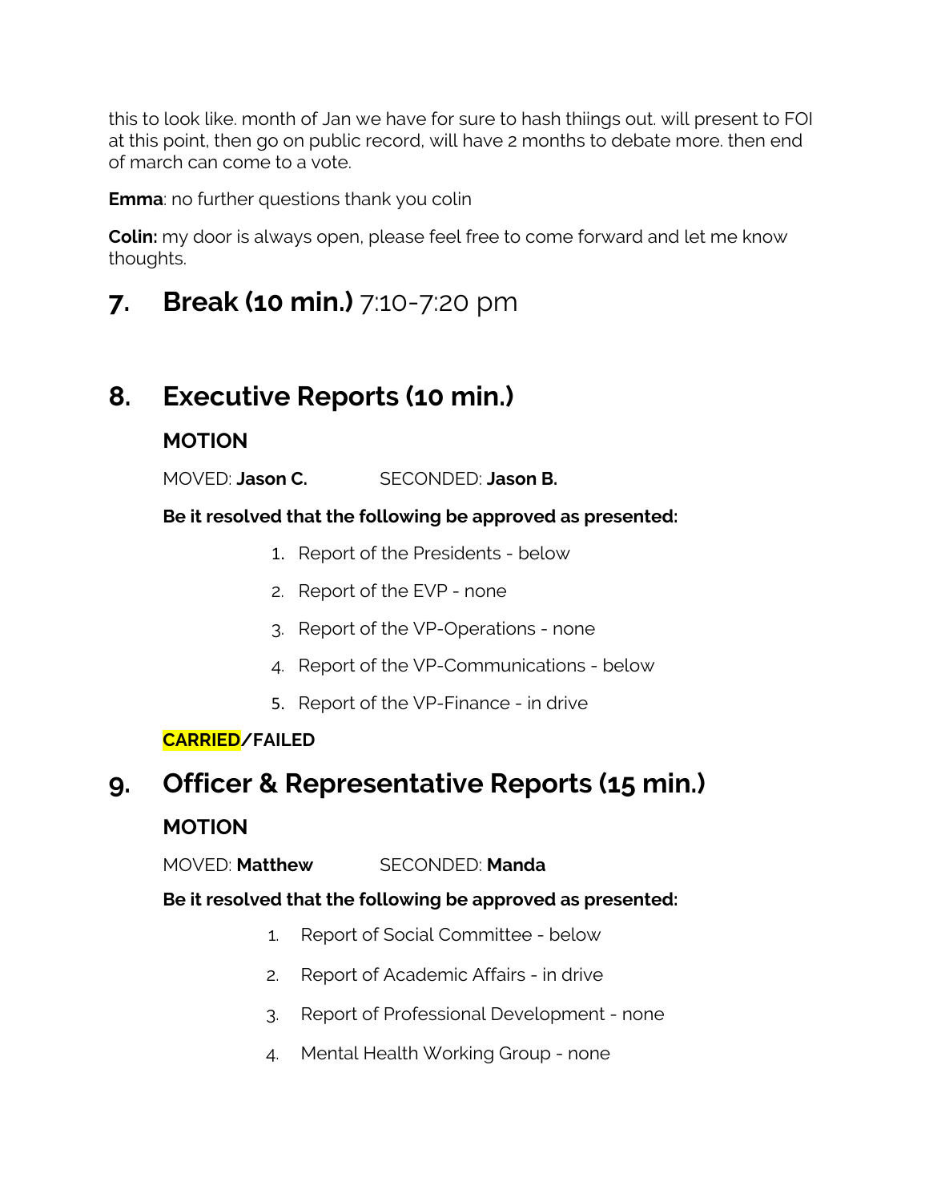this to look like. month of Jan we have for sure to hash thiings out. will present to FOI at this point, then go on public record, will have 2 months to debate more. then end of march can come to a vote.

**Emma**: no further questions thank you colin

**Colin:** my door is always open, please feel free to come forward and let me know thoughts.

# 7. **Break (10 min.)** 7:10-7:20 pm

# 8. Executive Reports (10 min.)

### MOTION

MOVED: **Jason C.** SECONDED: **Jason B.**

**Be it resolved that the following be approved as presented:**

1. Report of the Presidents - below
2. Report of the EVP - none
3. Report of the VP-Operations - none
4. Report of the VP-Communications - below
5. Report of the VP-Finance - in drive

**CARRIED/FAILED**

# 9. Officer & Representative Reports (15 min.)

### MOTION

MOVED: **Matthew** SECONDED: **Manda**

**Be it resolved that the following be approved as presented:**

1. Report of Social Committee - below
2. Report of Academic Affairs - in drive
3. Report of Professional Development - none
4. Mental Health Working Group - none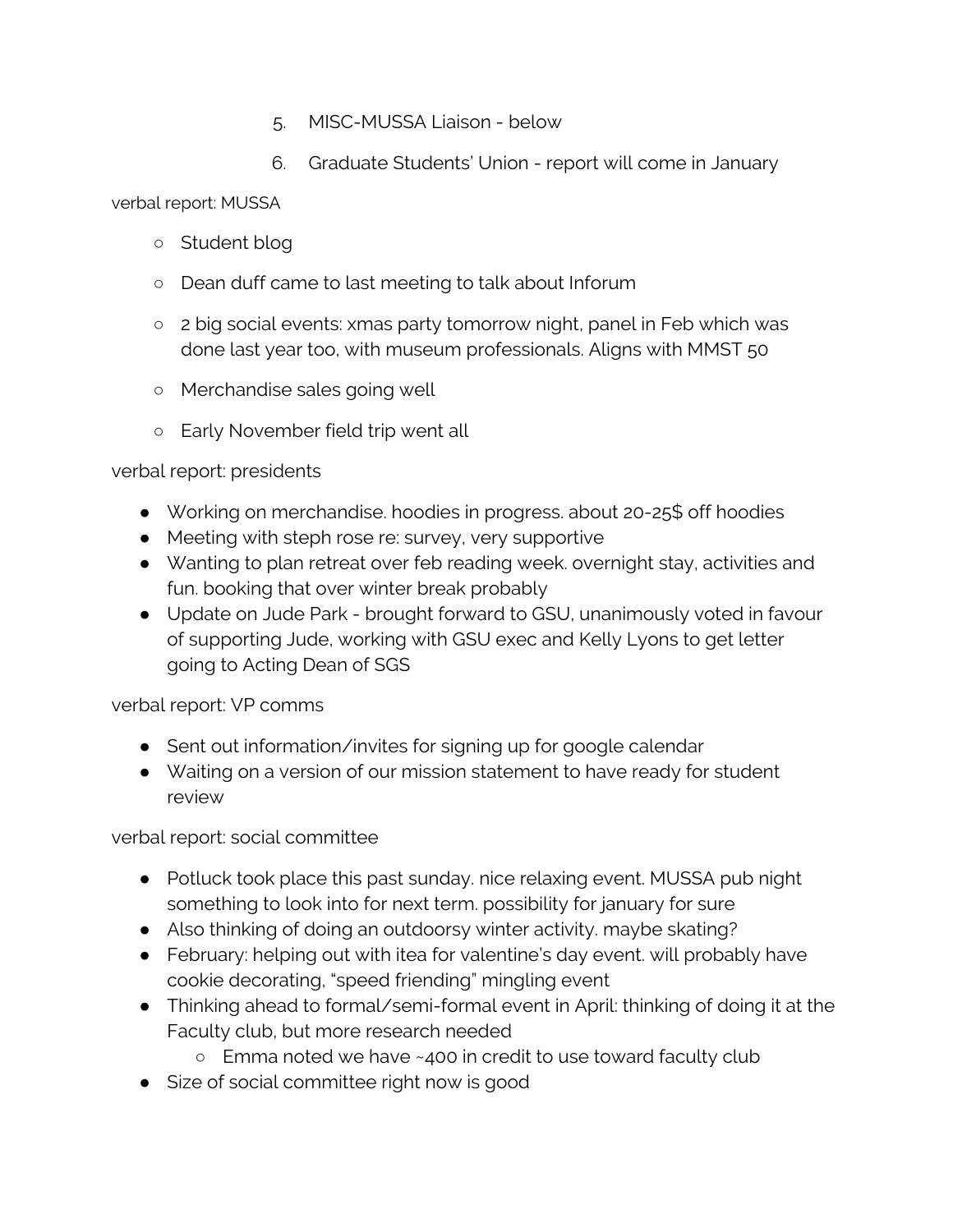5. MISC-MUSSA Liaison - below
6. Graduate Students' Union - report will come in January

verbal report: MUSSA

- Student blog
- Dean duff came to last meeting to talk about Inforum
- 2 big social events: xmas party tomorrow night, panel in Feb which was done last year too, with museum professionals. Aligns with MMST 50
- Merchandise sales going well
- Early November field trip went all

verbal report: presidents

- Working on merchandise. hoodies in progress. about 20-25$ off hoodies
- Meeting with steph rose re: survey, very supportive
- Wanting to plan retreat over feb reading week. overnight stay, activities and fun. booking that over winter break probably
- Update on Jude Park - brought forward to GSU, unanimously voted in favour of supporting Jude, working with GSU exec and Kelly Lyons to get letter going to Acting Dean of SGS

verbal report: VP comms

- Sent out information/invites for signing up for google calendar
- Waiting on a version of our mission statement to have ready for student review

verbal report: social committee

- Potluck took place this past sunday. nice relaxing event. MUSSA pub night something to look into for next term. possibility for january for sure
- Also thinking of doing an outdoorsy winter activity. maybe skating?
- February: helping out with itea for valentine's day event. will probably have cookie decorating, "speed friending" mingling event
- Thinking ahead to formal/semi-formal event in April: thinking of doing it at the Faculty club, but more research needed
    - Emma noted we have ~400 in credit to use toward faculty club
- Size of social committee right now is good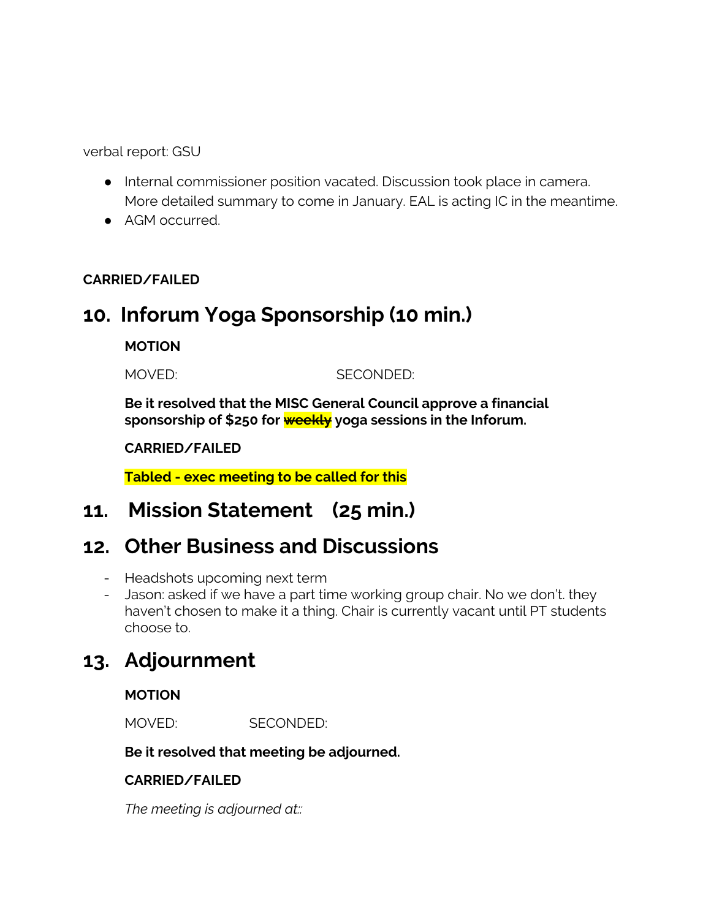verbal report: GSU

- Internal commissioner position vacated. Discussion took place in camera. More detailed summary to come in January. EAL is acting IC in the meantime.
- AGM occurred.

**CARRIED/FAILED**

## 10. Inforum Yoga Sponsorship (10 min.)

**MOTION**

MOVED: SECONDED:

**Be it resolved that the MISC General Council approve a financial sponsorship of $250 for ~~weekly~~ yoga sessions in the Inforum.**

**CARRIED/FAILED**

**Tabled - exec meeting to be called for this**

## 11. Mission Statement (25 min.)

## 12. Other Business and Discussions

- Headshots upcoming next term
- Jason: asked if we have a part time working group chair. No we don't. they haven't chosen to make it a thing. Chair is currently vacant until PT students choose to.

## 13. Adjournment

**MOTION**

MOVED: SECONDED:

**Be it resolved that meeting be adjourned.**

**CARRIED/FAILED**

*The meeting is adjourned at::*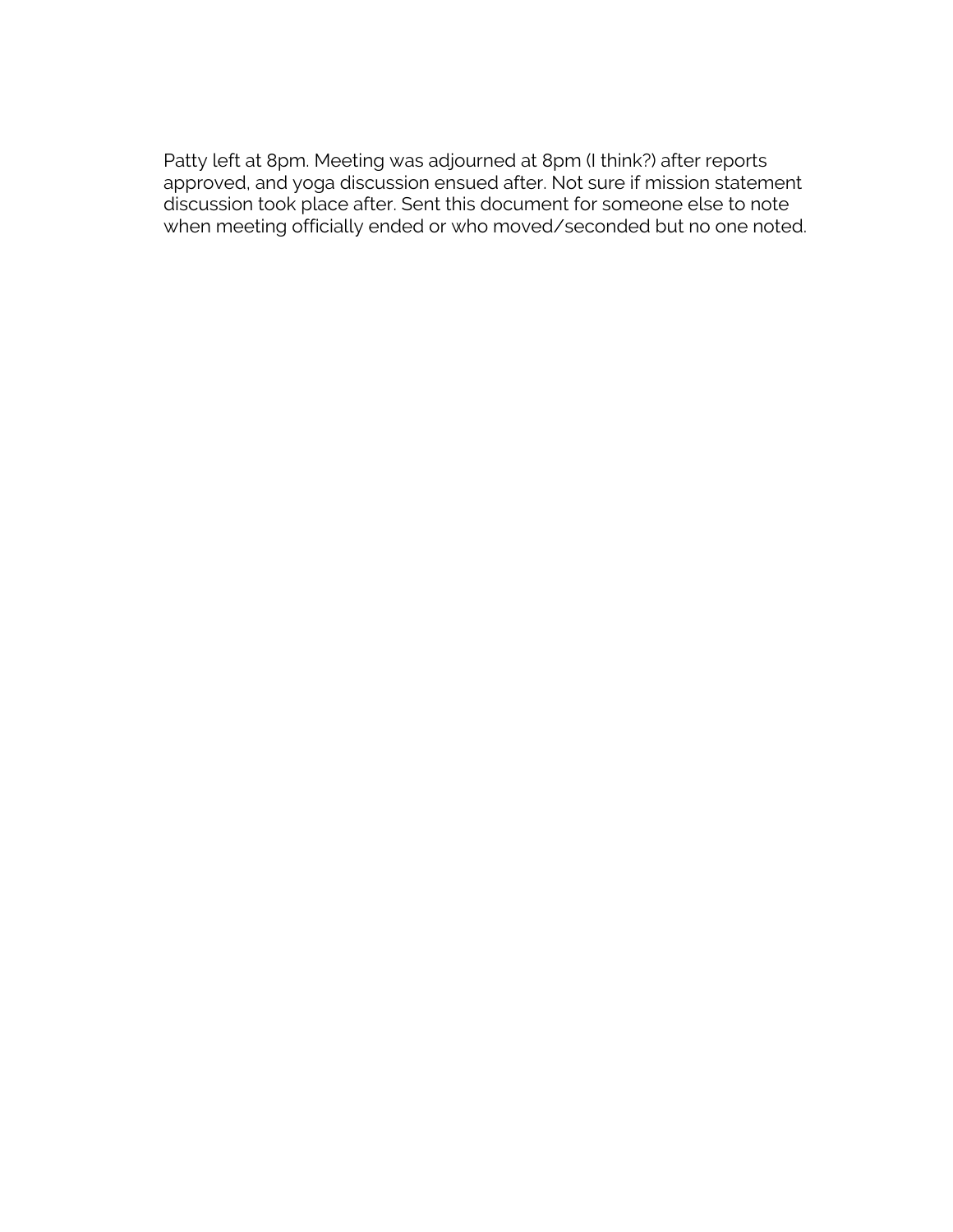Patty left at 8pm. Meeting was adjourned at 8pm (I think?) after reports approved, and yoga discussion ensued after. Not sure if mission statement discussion took place after. Sent this document for someone else to note when meeting officially ended or who moved/seconded but no one noted.